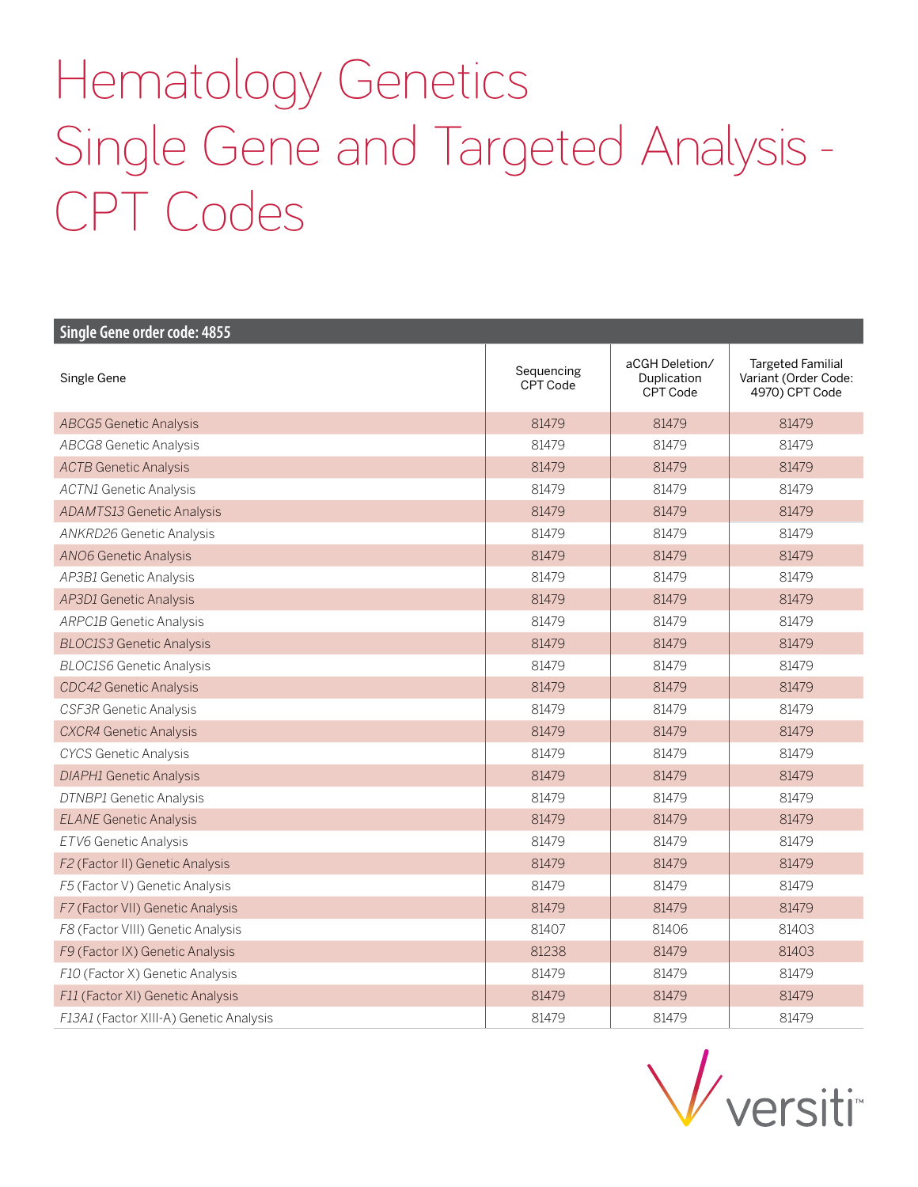# Hematology Genetics Single Gene and Targeted Analysis - CPT Codes

| Single Gene order code: 4855 | | | |
|---|---|---|---|
| Single Gene | Sequencing CPT Code | aCGH Deletion/ Duplication CPT Code | Targeted Familial Variant (Order Code: 4970) CPT Code |
| *ABCG5* Genetic Analysis | 81479 | 81479 | 81479 |
| *ABCG8* Genetic Analysis | 81479 | 81479 | 81479 |
| *ACTB* Genetic Analysis | 81479 | 81479 | 81479 |
| *ACTN1* Genetic Analysis | 81479 | 81479 | 81479 |
| *ADAMTS13* Genetic Analysis | 81479 | 81479 | 81479 |
| *ANKRD26* Genetic Analysis | 81479 | 81479 | 81479 |
| *ANO6* Genetic Analysis | 81479 | 81479 | 81479 |
| *AP3B1* Genetic Analysis | 81479 | 81479 | 81479 |
| *AP3D1* Genetic Analysis | 81479 | 81479 | 81479 |
| *ARPC1B* Genetic Analysis | 81479 | 81479 | 81479 |
| *BLOC1S3* Genetic Analysis | 81479 | 81479 | 81479 |
| *BLOC1S6* Genetic Analysis | 81479 | 81479 | 81479 |
| *CDC42* Genetic Analysis | 81479 | 81479 | 81479 |
| *CSF3R* Genetic Analysis | 81479 | 81479 | 81479 |
| *CXCR4* Genetic Analysis | 81479 | 81479 | 81479 |
| *CYCS* Genetic Analysis | 81479 | 81479 | 81479 |
| *DIAPH1* Genetic Analysis | 81479 | 81479 | 81479 |
| *DTNBP1* Genetic Analysis | 81479 | 81479 | 81479 |
| *ELANE* Genetic Analysis | 81479 | 81479 | 81479 |
| *ETV6* Genetic Analysis | 81479 | 81479 | 81479 |
| *F2* (Factor II) Genetic Analysis | 81479 | 81479 | 81479 |
| *F5* (Factor V) Genetic Analysis | 81479 | 81479 | 81479 |
| *F7* (Factor VII) Genetic Analysis | 81479 | 81479 | 81479 |
| *F8* (Factor VIII) Genetic Analysis | 81407 | 81406 | 81403 |
| *F9* (Factor IX) Genetic Analysis | 81238 | 81479 | 81403 |
| *F10* (Factor X) Genetic Analysis | 81479 | 81479 | 81479 |
| *F11* (Factor XI) Genetic Analysis | 81479 | 81479 | 81479 |
| *F13A1* (Factor XIII-A) Genetic Analysis | 81479 | 81479 | 81479 |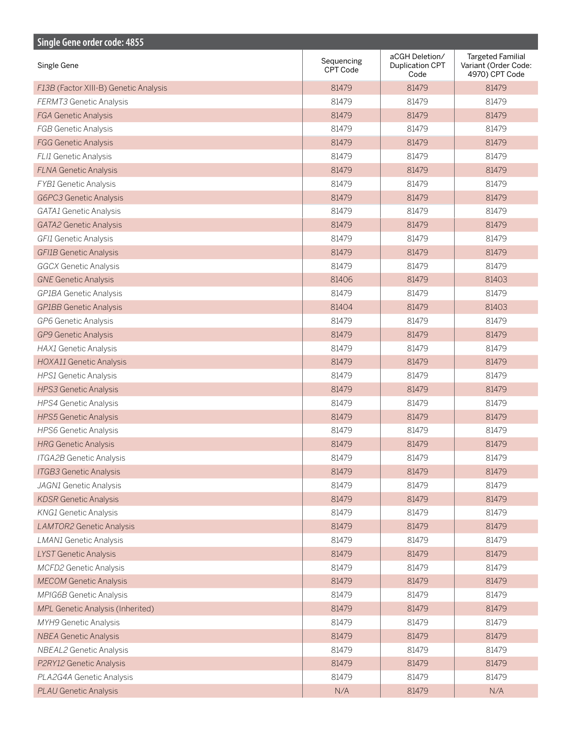## Single Gene order code: 4855

| Single Gene | Sequencing CPT Code | aCGH Deletion/ Duplication CPT Code | Targeted Familial Variant (Order Code: 4970) CPT Code |
|---|---|---|---|
| *F13B* (Factor XIII-B) Genetic Analysis | 81479 | 81479 | 81479 |
| *FERMT3* Genetic Analysis | 81479 | 81479 | 81479 |
| *FGA* Genetic Analysis | 81479 | 81479 | 81479 |
| *FGB* Genetic Analysis | 81479 | 81479 | 81479 |
| *FGG* Genetic Analysis | 81479 | 81479 | 81479 |
| *FLI1* Genetic Analysis | 81479 | 81479 | 81479 |
| *FLNA* Genetic Analysis | 81479 | 81479 | 81479 |
| *FYB1* Genetic Analysis | 81479 | 81479 | 81479 |
| *G6PC3* Genetic Analysis | 81479 | 81479 | 81479 |
| *GATA1* Genetic Analysis | 81479 | 81479 | 81479 |
| *GATA2* Genetic Analysis | 81479 | 81479 | 81479 |
| *GFI1* Genetic Analysis | 81479 | 81479 | 81479 |
| *GFI1B* Genetic Analysis | 81479 | 81479 | 81479 |
| *GGCX* Genetic Analysis | 81479 | 81479 | 81479 |
| *GNE* Genetic Analysis | 81406 | 81479 | 81403 |
| *GP1BA* Genetic Analysis | 81479 | 81479 | 81479 |
| *GP1BB* Genetic Analysis | 81404 | 81479 | 81403 |
| *GP6* Genetic Analysis | 81479 | 81479 | 81479 |
| *GP9* Genetic Analysis | 81479 | 81479 | 81479 |
| *HAX1* Genetic Analysis | 81479 | 81479 | 81479 |
| *HOXA11* Genetic Analysis | 81479 | 81479 | 81479 |
| *HPS1* Genetic Analysis | 81479 | 81479 | 81479 |
| *HPS3* Genetic Analysis | 81479 | 81479 | 81479 |
| *HPS4* Genetic Analysis | 81479 | 81479 | 81479 |
| *HPS5* Genetic Analysis | 81479 | 81479 | 81479 |
| *HPS6* Genetic Analysis | 81479 | 81479 | 81479 |
| *HRG* Genetic Analysis | 81479 | 81479 | 81479 |
| *ITGA2B* Genetic Analysis | 81479 | 81479 | 81479 |
| *ITGB3* Genetic Analysis | 81479 | 81479 | 81479 |
| *JAGN1* Genetic Analysis | 81479 | 81479 | 81479 |
| *KDSR* Genetic Analysis | 81479 | 81479 | 81479 |
| *KNG1* Genetic Analysis | 81479 | 81479 | 81479 |
| *LAMTOR2* Genetic Analysis | 81479 | 81479 | 81479 |
| *LMAN1* Genetic Analysis | 81479 | 81479 | 81479 |
| *LYST* Genetic Analysis | 81479 | 81479 | 81479 |
| *MCFD2* Genetic Analysis | 81479 | 81479 | 81479 |
| *MECOM* Genetic Analysis | 81479 | 81479 | 81479 |
| *MPIG6B* Genetic Analysis | 81479 | 81479 | 81479 |
| *MPL* Genetic Analysis (Inherited) | 81479 | 81479 | 81479 |
| *MYH9* Genetic Analysis | 81479 | 81479 | 81479 |
| *NBEA* Genetic Analysis | 81479 | 81479 | 81479 |
| *NBEAL2* Genetic Analysis | 81479 | 81479 | 81479 |
| *P2RY12* Genetic Analysis | 81479 | 81479 | 81479 |
| *PLA2G4A* Genetic Analysis | 81479 | 81479 | 81479 |
| *PLAU* Genetic Analysis | N/A | 81479 | N/A |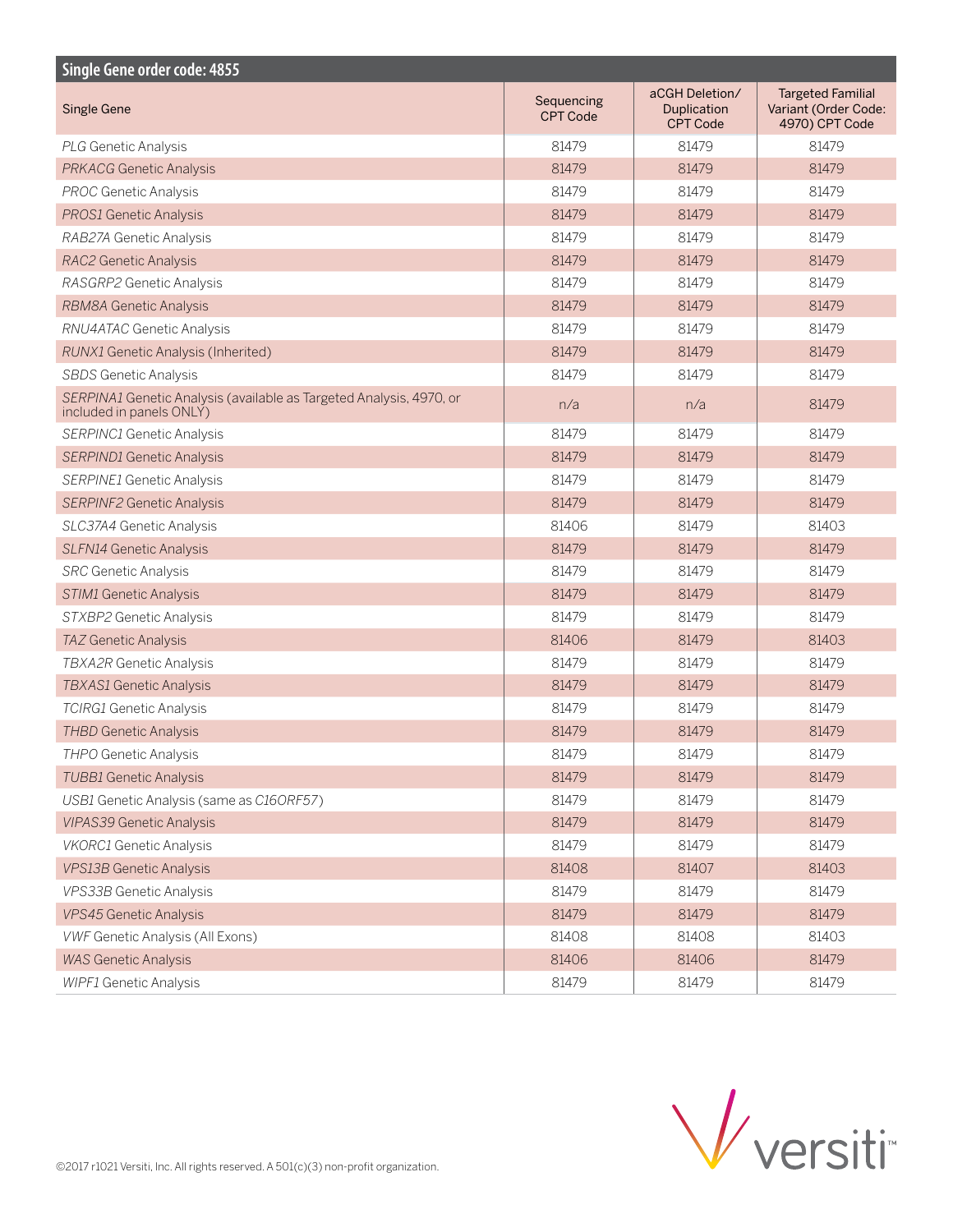## Single Gene order code: 4855

| Single Gene | Sequencing CPT Code | aCGH Deletion/ Duplication CPT Code | Targeted Familial Variant (Order Code: 4970) CPT Code |
|---|---|---|---|
| *PLG* Genetic Analysis | 81479 | 81479 | 81479 |
| *PRKACG* Genetic Analysis | 81479 | 81479 | 81479 |
| *PROC* Genetic Analysis | 81479 | 81479 | 81479 |
| *PROS1* Genetic Analysis | 81479 | 81479 | 81479 |
| *RAB27A* Genetic Analysis | 81479 | 81479 | 81479 |
| *RAC2* Genetic Analysis | 81479 | 81479 | 81479 |
| *RASGRP2* Genetic Analysis | 81479 | 81479 | 81479 |
| *RBM8A* Genetic Analysis | 81479 | 81479 | 81479 |
| *RNU4ATAC* Genetic Analysis | 81479 | 81479 | 81479 |
| *RUNX1* Genetic Analysis (Inherited) | 81479 | 81479 | 81479 |
| *SBDS* Genetic Analysis | 81479 | 81479 | 81479 |
| *SERPINA1* Genetic Analysis (available as Targeted Analysis, 4970, or included in panels ONLY) | n/a | n/a | 81479 |
| *SERPINC1* Genetic Analysis | 81479 | 81479 | 81479 |
| *SERPIND1* Genetic Analysis | 81479 | 81479 | 81479 |
| *SERPINE1* Genetic Analysis | 81479 | 81479 | 81479 |
| *SERPINF2* Genetic Analysis | 81479 | 81479 | 81479 |
| *SLC37A4* Genetic Analysis | 81406 | 81479 | 81403 |
| *SLFN14* Genetic Analysis | 81479 | 81479 | 81479 |
| *SRC* Genetic Analysis | 81479 | 81479 | 81479 |
| *STIM1* Genetic Analysis | 81479 | 81479 | 81479 |
| *STXBP2* Genetic Analysis | 81479 | 81479 | 81479 |
| *TAZ* Genetic Analysis | 81406 | 81479 | 81403 |
| *TBXA2R* Genetic Analysis | 81479 | 81479 | 81479 |
| *TBXAS1* Genetic Analysis | 81479 | 81479 | 81479 |
| *TCIRG1* Genetic Analysis | 81479 | 81479 | 81479 |
| *THBD* Genetic Analysis | 81479 | 81479 | 81479 |
| *THPO* Genetic Analysis | 81479 | 81479 | 81479 |
| *TUBB1* Genetic Analysis | 81479 | 81479 | 81479 |
| *USB1* Genetic Analysis (same as *C16ORF57*) | 81479 | 81479 | 81479 |
| *VIPAS39* Genetic Analysis | 81479 | 81479 | 81479 |
| *VKORC1* Genetic Analysis | 81479 | 81479 | 81479 |
| *VPS13B* Genetic Analysis | 81408 | 81407 | 81403 |
| *VPS33B* Genetic Analysis | 81479 | 81479 | 81479 |
| *VPS45* Genetic Analysis | 81479 | 81479 | 81479 |
| *VWF* Genetic Analysis (All Exons) | 81408 | 81408 | 81403 |
| *WAS* Genetic Analysis | 81406 | 81406 | 81479 |
| *WIPF1* Genetic Analysis | 81479 | 81479 | 81479 |

©2017 r1021 Versiti, Inc. All rights reserved. A 501(c)(3) non-profit organization.

versiti™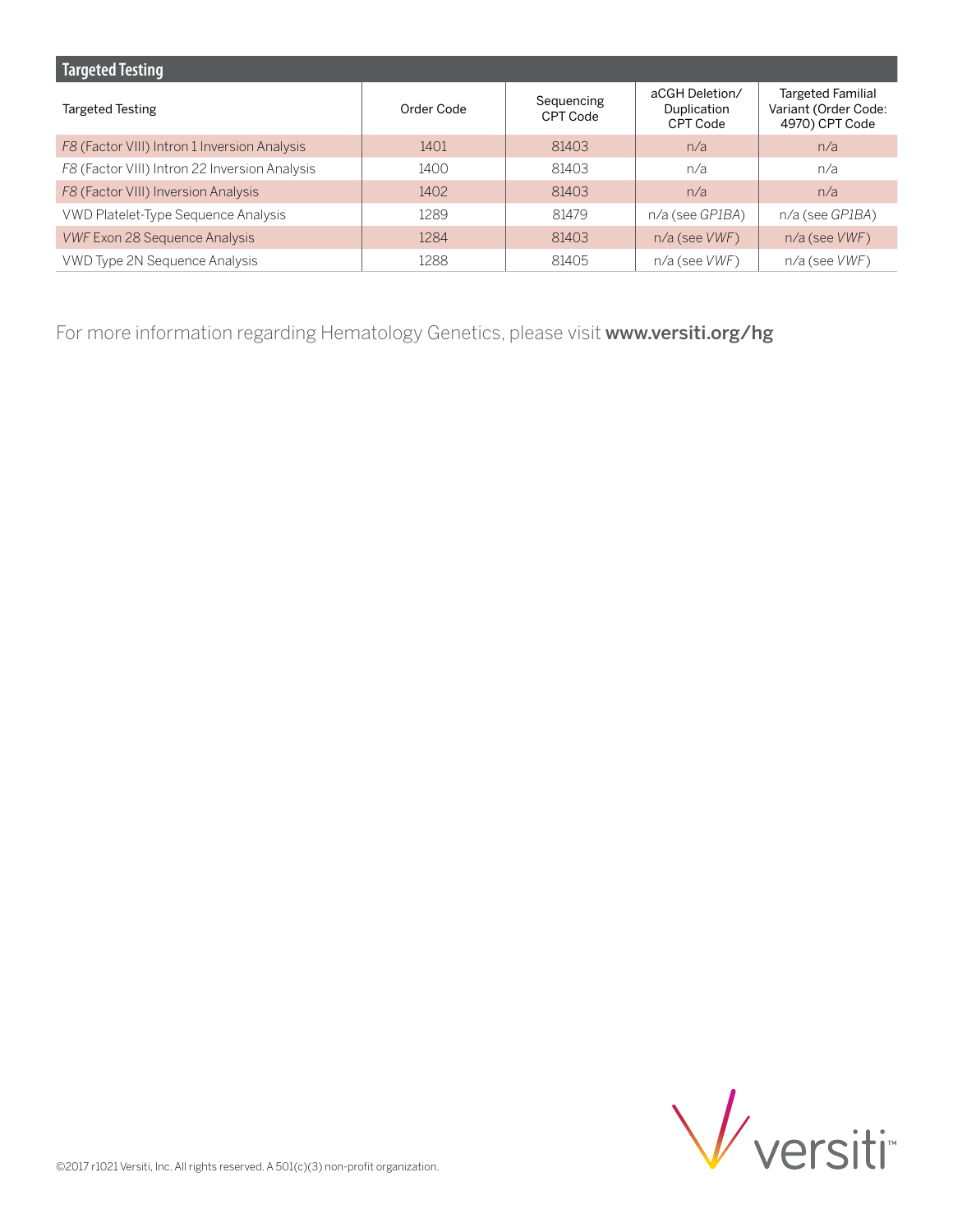## Targeted Testing

| Targeted Testing | Order Code | Sequencing CPT Code | aCGH Deletion/ Duplication CPT Code | Targeted Familial Variant (Order Code: 4970) CPT Code |
|---|---|---|---|---|
| *F8* (Factor VIII) Intron 1 Inversion Analysis | 1401 | 81403 | n/a | n/a |
| *F8* (Factor VIII) Intron 22 Inversion Analysis | 1400 | 81403 | n/a | n/a |
| *F8* (Factor VIII) Inversion Analysis | 1402 | 81403 | n/a | n/a |
| VWD Platelet-Type Sequence Analysis | 1289 | 81479 | n/a (see *GP1BA*) | n/a (see *GP1BA*) |
| *VWF* Exon 28 Sequence Analysis | 1284 | 81403 | n/a (see *VWF*) | n/a (see *VWF*) |
| VWD Type 2N Sequence Analysis | 1288 | 81405 | n/a (see *VWF*) | n/a (see *VWF*) |

For more information regarding Hematology Genetics, please visit **www.versiti.org/hg**

©2017 r1021 Versiti, Inc. All rights reserved. A 501(c)(3) non-profit organization.